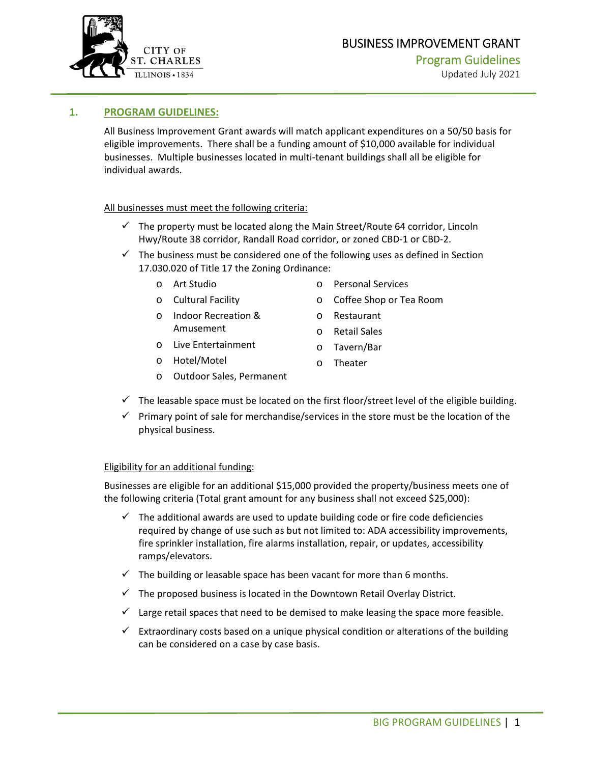# BUSINESS IMPROVEMENT GRANT

## Program Guidelines

Updated July 2021

## 1. PROGRAM GUIDELINES:

All Business Improvement Grant awards will match applicant expenditures on a 50/50 basis for eligible improvements. There shall be a funding amount of $10,000 available for individual businesses. Multiple businesses located in multi-tenant buildings shall all be eligible for individual awards.

All businesses must meet the following criteria:

- ✓ The property must be located along the Main Street/Route 64 corridor, Lincoln Hwy/Route 38 corridor, Randall Road corridor, or zoned CBD-1 or CBD-2.
- ✓ The business must be considered one of the following uses as defined in Section 17.030.020 of Title 17 the Zoning Ordinance:
  - Art Studio
  - Cultural Facility
  - Indoor Recreation & Amusement
  - Live Entertainment
  - Hotel/Motel
  - Outdoor Sales, Permanent
  - Personal Services
  - Coffee Shop or Tea Room
  - Restaurant
  - Retail Sales
  - Tavern/Bar
  - Theater
- ✓ The leasable space must be located on the first floor/street level of the eligible building.
- ✓ Primary point of sale for merchandise/services in the store must be the location of the physical business.

Eligibility for an additional funding:

Businesses are eligible for an additional $15,000 provided the property/business meets one of the following criteria (Total grant amount for any business shall not exceed $25,000):

- ✓ The additional awards are used to update building code or fire code deficiencies required by change of use such as but not limited to: ADA accessibility improvements, fire sprinkler installation, fire alarms installation, repair, or updates, accessibility ramps/elevators.
- ✓ The building or leasable space has been vacant for more than 6 months.
- ✓ The proposed business is located in the Downtown Retail Overlay District.
- ✓ Large retail spaces that need to be demised to make leasing the space more feasible.
- ✓ Extraordinary costs based on a unique physical condition or alterations of the building can be considered on a case by case basis.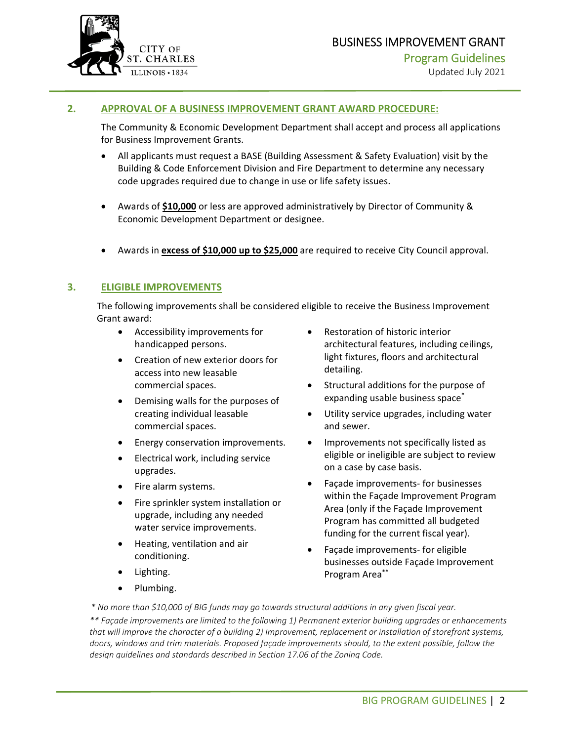## 2. APPROVAL OF A BUSINESS IMPROVEMENT GRANT AWARD PROCEDURE:

The Community & Economic Development Department shall accept and process all applications for Business Improvement Grants.

- All applicants must request a BASE (Building Assessment & Safety Evaluation) visit by the Building & Code Enforcement Division and Fire Department to determine any necessary code upgrades required due to change in use or life safety issues.
- Awards of **$10,000** or less are approved administratively by Director of Community & Economic Development Department or designee.
- Awards in **excess of $10,000 up to $25,000** are required to receive City Council approval.

## 3. ELIGIBLE IMPROVEMENTS

The following improvements shall be considered eligible to receive the Business Improvement Grant award:

- Accessibility improvements for handicapped persons.
- Creation of new exterior doors for access into new leasable commercial spaces.
- Demising walls for the purposes of creating individual leasable commercial spaces.
- Energy conservation improvements.
- Electrical work, including service upgrades.
- Fire alarm systems.
- Fire sprinkler system installation or upgrade, including any needed water service improvements.
- Heating, ventilation and air conditioning.
- Lighting.
- Plumbing.
- Restoration of historic interior architectural features, including ceilings, light fixtures, floors and architectural detailing.
- Structural additions for the purpose of expanding usable business space*
- Utility service upgrades, including water and sewer.
- Improvements not specifically listed as eligible or ineligible are subject to review on a case by case basis.
- Façade improvements- for businesses within the Façade Improvement Program Area (only if the Façade Improvement Program has committed all budgeted funding for the current fiscal year).
- Façade improvements- for eligible businesses outside Façade Improvement Program Area**

*\* No more than $10,000 of BIG funds may go towards structural additions in any given fiscal year.*

*\*\* Façade improvements are limited to the following 1) Permanent exterior building upgrades or enhancements that will improve the character of a building 2) Improvement, replacement or installation of storefront systems, doors, windows and trim materials. Proposed façade improvements should, to the extent possible, follow the design guidelines and standards described in Section 17.06 of the Zoning Code.*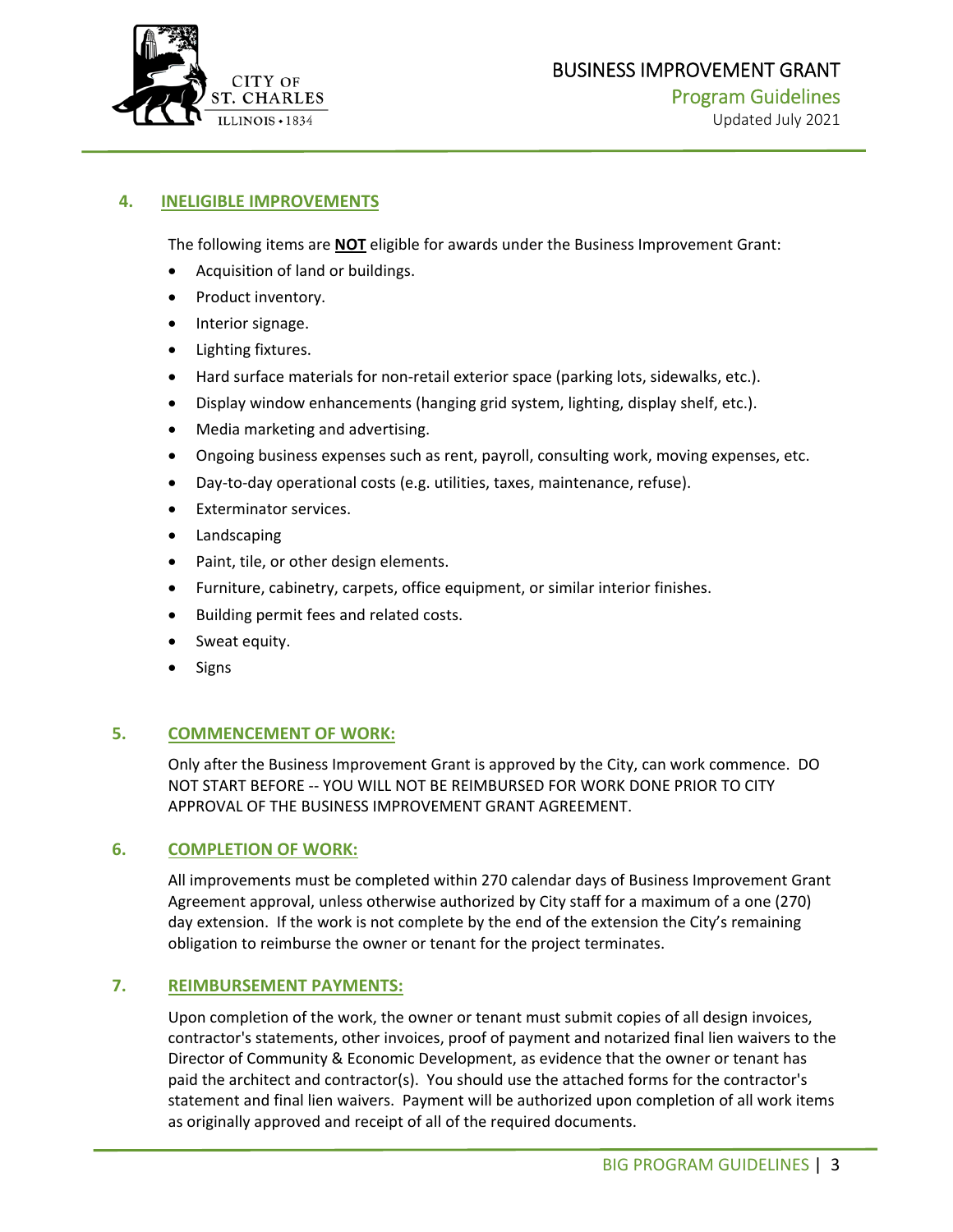## 4. INELIGIBLE IMPROVEMENTS

The following items are **NOT** eligible for awards under the Business Improvement Grant:

- Acquisition of land or buildings.
- Product inventory.
- Interior signage.
- Lighting fixtures.
- Hard surface materials for non-retail exterior space (parking lots, sidewalks, etc.).
- Display window enhancements (hanging grid system, lighting, display shelf, etc.).
- Media marketing and advertising.
- Ongoing business expenses such as rent, payroll, consulting work, moving expenses, etc.
- Day-to-day operational costs (e.g. utilities, taxes, maintenance, refuse).
- Exterminator services.
- Landscaping
- Paint, tile, or other design elements.
- Furniture, cabinetry, carpets, office equipment, or similar interior finishes.
- Building permit fees and related costs.
- Sweat equity.
- Signs

## 5. COMMENCEMENT OF WORK:

Only after the Business Improvement Grant is approved by the City, can work commence. DO NOT START BEFORE -- YOU WILL NOT BE REIMBURSED FOR WORK DONE PRIOR TO CITY APPROVAL OF THE BUSINESS IMPROVEMENT GRANT AGREEMENT.

## 6. COMPLETION OF WORK:

All improvements must be completed within 270 calendar days of Business Improvement Grant Agreement approval, unless otherwise authorized by City staff for a maximum of a one (270) day extension. If the work is not complete by the end of the extension the City's remaining obligation to reimburse the owner or tenant for the project terminates.

## 7. REIMBURSEMENT PAYMENTS:

Upon completion of the work, the owner or tenant must submit copies of all design invoices, contractor's statements, other invoices, proof of payment and notarized final lien waivers to the Director of Community & Economic Development, as evidence that the owner or tenant has paid the architect and contractor(s). You should use the attached forms for the contractor's statement and final lien waivers. Payment will be authorized upon completion of all work items as originally approved and receipt of all of the required documents.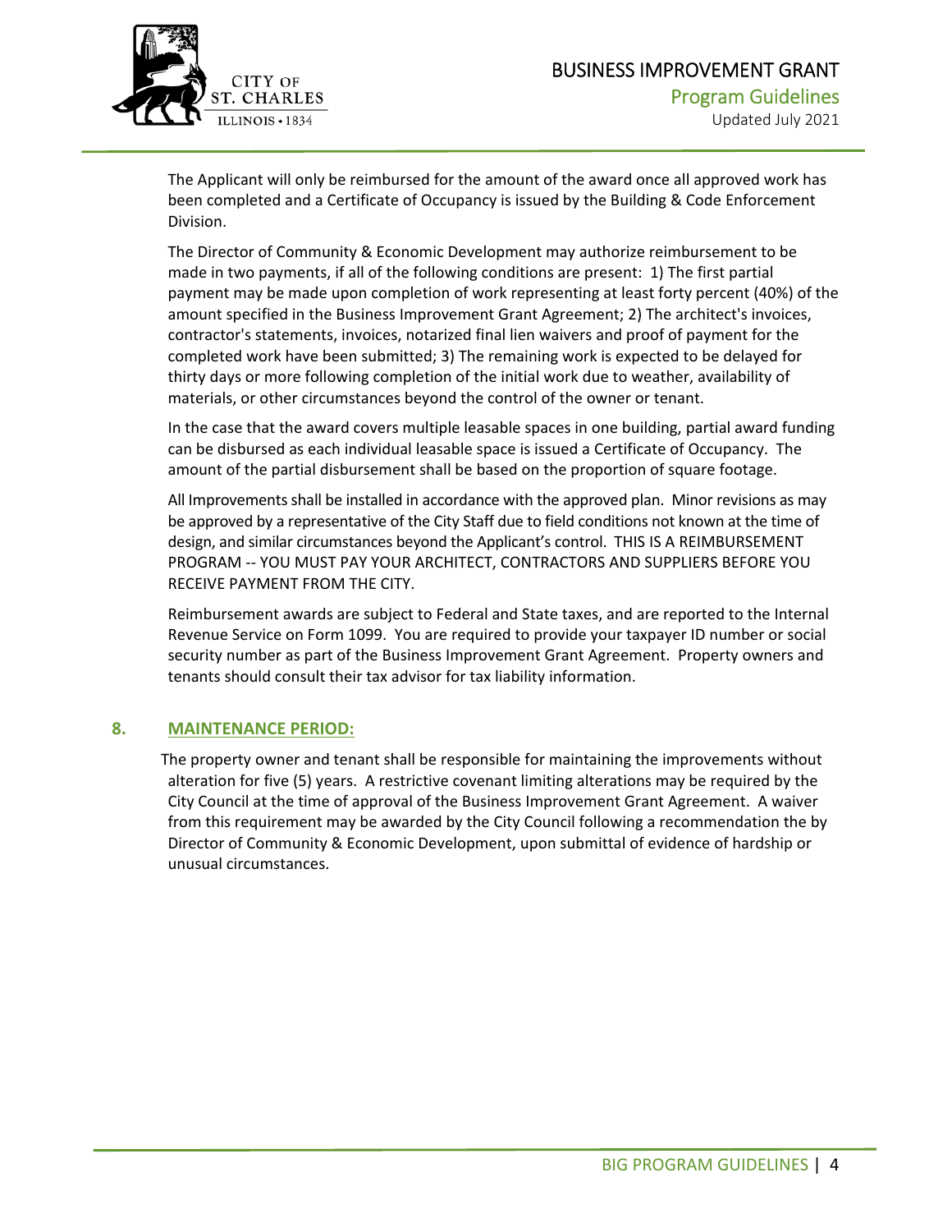The Applicant will only be reimbursed for the amount of the award once all approved work has been completed and a Certificate of Occupancy is issued by the Building & Code Enforcement Division.

The Director of Community & Economic Development may authorize reimbursement to be made in two payments, if all of the following conditions are present: 1) The first partial payment may be made upon completion of work representing at least forty percent (40%) of the amount specified in the Business Improvement Grant Agreement; 2) The architect's invoices, contractor's statements, invoices, notarized final lien waivers and proof of payment for the completed work have been submitted; 3) The remaining work is expected to be delayed for thirty days or more following completion of the initial work due to weather, availability of materials, or other circumstances beyond the control of the owner or tenant.

In the case that the award covers multiple leasable spaces in one building, partial award funding can be disbursed as each individual leasable space is issued a Certificate of Occupancy. The amount of the partial disbursement shall be based on the proportion of square footage.

All Improvements shall be installed in accordance with the approved plan. Minor revisions as may be approved by a representative of the City Staff due to field conditions not known at the time of design, and similar circumstances beyond the Applicant's control. THIS IS A REIMBURSEMENT PROGRAM -- YOU MUST PAY YOUR ARCHITECT, CONTRACTORS AND SUPPLIERS BEFORE YOU RECEIVE PAYMENT FROM THE CITY.

Reimbursement awards are subject to Federal and State taxes, and are reported to the Internal Revenue Service on Form 1099. You are required to provide your taxpayer ID number or social security number as part of the Business Improvement Grant Agreement. Property owners and tenants should consult their tax advisor for tax liability information.

## 8. MAINTENANCE PERIOD:

The property owner and tenant shall be responsible for maintaining the improvements without alteration for five (5) years. A restrictive covenant limiting alterations may be required by the City Council at the time of approval of the Business Improvement Grant Agreement. A waiver from this requirement may be awarded by the City Council following a recommendation the by Director of Community & Economic Development, upon submittal of evidence of hardship or unusual circumstances.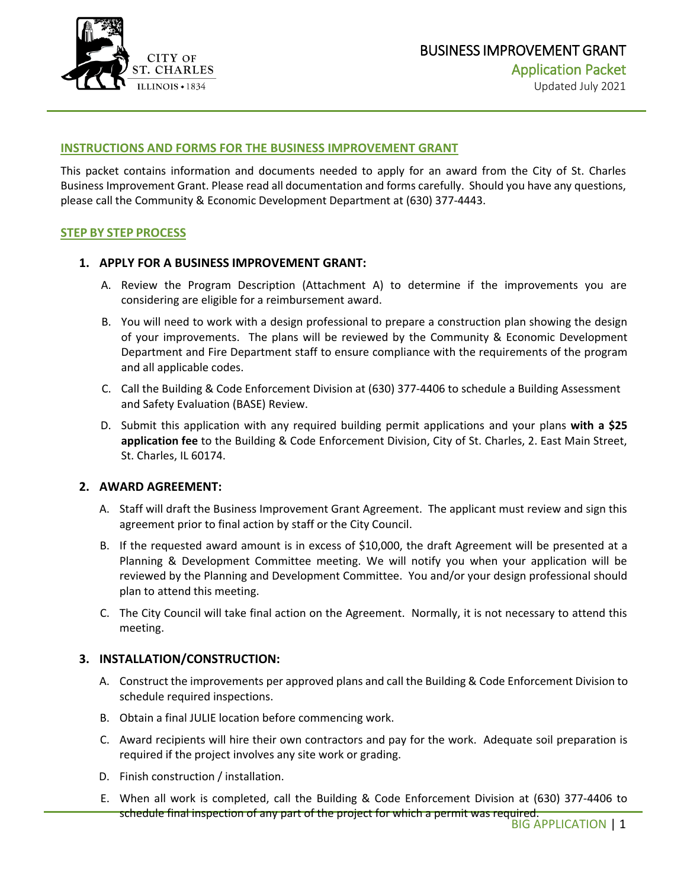# BUSINESS IMPROVEMENT GRANT

## Application Packet

Updated July 2021

### INSTRUCTIONS AND FORMS FOR THE BUSINESS IMPROVEMENT GRANT

This packet contains information and documents needed to apply for an award from the City of St. Charles Business Improvement Grant. Please read all documentation and forms carefully. Should you have any questions, please call the Community & Economic Development Department at (630) 377-4443.

### STEP BY STEP PROCESS

1. **APPLY FOR A BUSINESS IMPROVEMENT GRANT:**
   - A. Review the Program Description (Attachment A) to determine if the improvements you are considering are eligible for a reimbursement award.
   - B. You will need to work with a design professional to prepare a construction plan showing the design of your improvements. The plans will be reviewed by the Community & Economic Development Department and Fire Department staff to ensure compliance with the requirements of the program and all applicable codes.
   - C. Call the Building & Code Enforcement Division at (630) 377-4406 to schedule a Building Assessment and Safety Evaluation (BASE) Review.
   - D. Submit this application with any required building permit applications and your plans **with a $25 application fee** to the Building & Code Enforcement Division, City of St. Charles, 2. East Main Street, St. Charles, IL 60174.

2. **AWARD AGREEMENT:**
   - A. Staff will draft the Business Improvement Grant Agreement. The applicant must review and sign this agreement prior to final action by staff or the City Council.
   - B. If the requested award amount is in excess of $10,000, the draft Agreement will be presented at a Planning & Development Committee meeting. We will notify you when your application will be reviewed by the Planning and Development Committee. You and/or your design professional should plan to attend this meeting.
   - C. The City Council will take final action on the Agreement. Normally, it is not necessary to attend this meeting.

3. **INSTALLATION/CONSTRUCTION:**
   - A. Construct the improvements per approved plans and call the Building & Code Enforcement Division to schedule required inspections.
   - B. Obtain a final JULIE location before commencing work.
   - C. Award recipients will hire their own contractors and pay for the work. Adequate soil preparation is required if the project involves any site work or grading.
   - D. Finish construction / installation.
   - E. When all work is completed, call the Building & Code Enforcement Division at (630) 377-4406 to schedule final inspection of any part of the project for which a permit was required.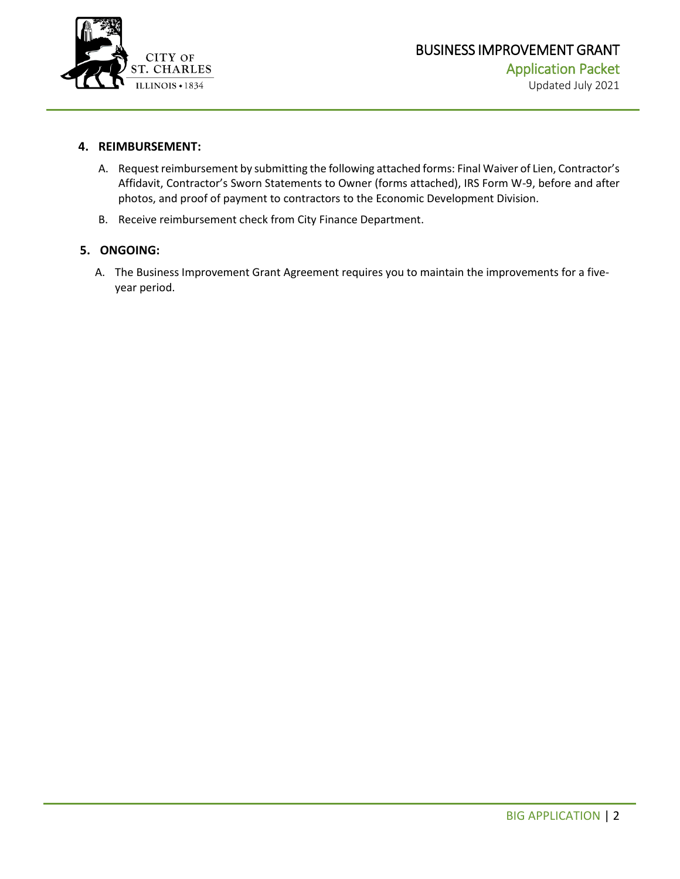**4. REIMBURSEMENT:**

A. Request reimbursement by submitting the following attached forms: Final Waiver of Lien, Contractor's Affidavit, Contractor's Sworn Statements to Owner (forms attached), IRS Form W-9, before and after photos, and proof of payment to contractors to the Economic Development Division.

B. Receive reimbursement check from City Finance Department.

**5. ONGOING:**

A. The Business Improvement Grant Agreement requires you to maintain the improvements for a five-year period.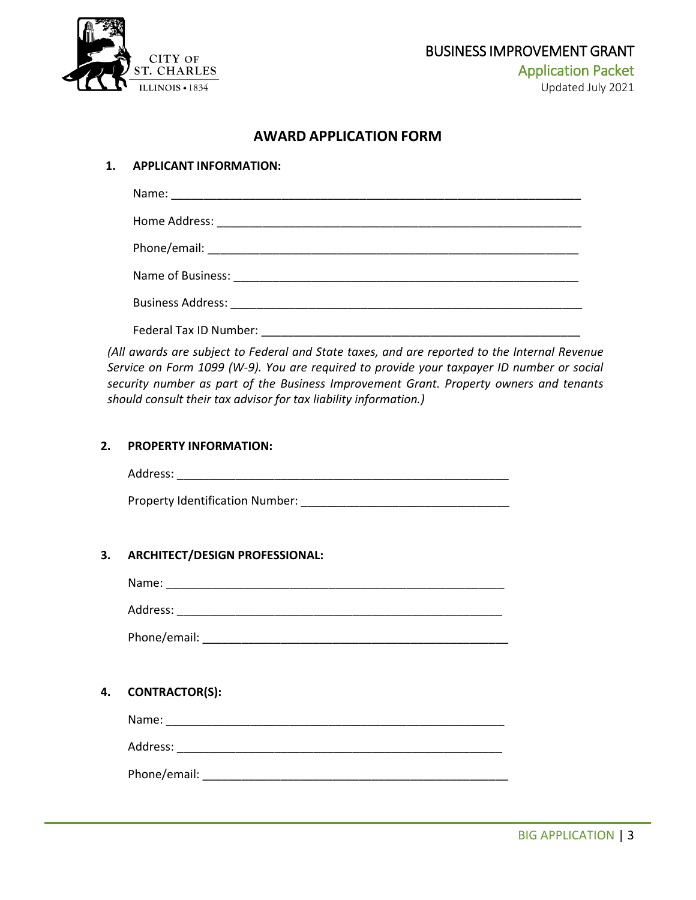## AWARD APPLICATION FORM

**1. APPLICANT INFORMATION:**

Name: ______________________________________________________________

Home Address: ______________________________________________________

Phone/email: ________________________________________________________

Name of Business: ___________________________________________________

Business Address: ____________________________________________________

Federal Tax ID Number: _______________________________________________

*(All awards are subject to Federal and State taxes, and are reported to the Internal Revenue Service on Form 1099 (W-9). You are required to provide your taxpayer ID number or social security number as part of the Business Improvement Grant. Property owners and tenants should consult their tax advisor for tax liability information.)*

**2. PROPERTY INFORMATION:**

Address: ___________________________________________________

Property Identification Number: ______________________________

**3. ARCHITECT/DESIGN PROFESSIONAL:**

Name: _____________________________________________________

Address: ___________________________________________________

Phone/email: _______________________________________________

**4. CONTRACTOR(S):**

Name: _____________________________________________________

Address: ___________________________________________________

Phone/email: _______________________________________________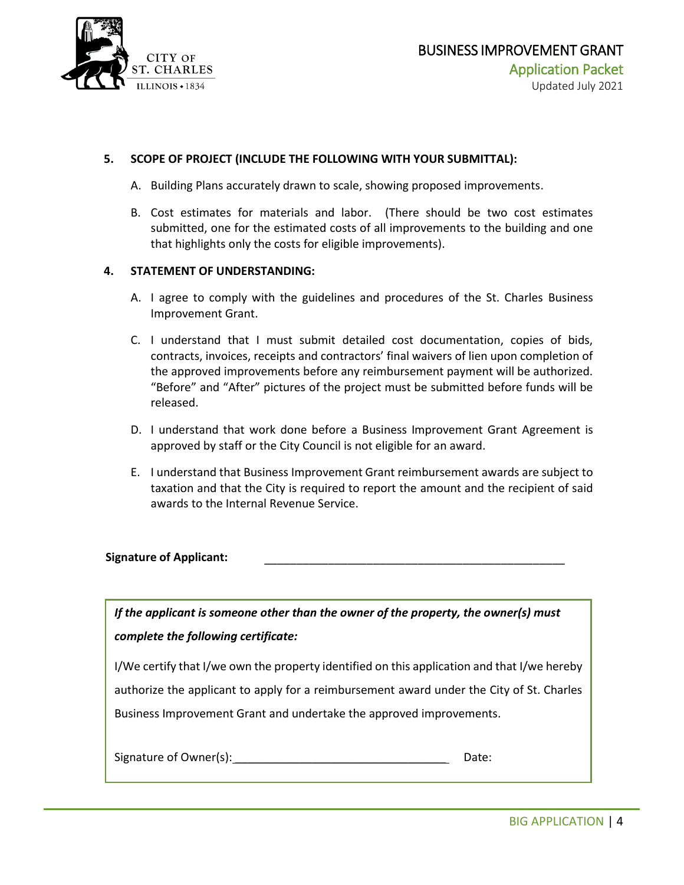**5. SCOPE OF PROJECT (INCLUDE THE FOLLOWING WITH YOUR SUBMITTAL):**

A. Building Plans accurately drawn to scale, showing proposed improvements.

B. Cost estimates for materials and labor. (There should be two cost estimates submitted, one for the estimated costs of all improvements to the building and one that highlights only the costs for eligible improvements).

**4. STATEMENT OF UNDERSTANDING:**

A. I agree to comply with the guidelines and procedures of the St. Charles Business Improvement Grant.

C. I understand that I must submit detailed cost documentation, copies of bids, contracts, invoices, receipts and contractors' final waivers of lien upon completion of the approved improvements before any reimbursement payment will be authorized. "Before" and "After" pictures of the project must be submitted before funds will be released.

D. I understand that work done before a Business Improvement Grant Agreement is approved by staff or the City Council is not eligible for an award.

E. I understand that Business Improvement Grant reimbursement awards are subject to taxation and that the City is required to report the amount and the recipient of said awards to the Internal Revenue Service.

**Signature of Applicant:** ________________________________________________

***If the applicant is someone other than the owner of the property, the owner(s) must complete the following certificate:***

I/We certify that I/we own the property identified on this application and that I/we hereby authorize the applicant to apply for a reimbursement award under the City of St. Charles Business Improvement Grant and undertake the approved improvements.

Signature of Owner(s):________________________________ Date: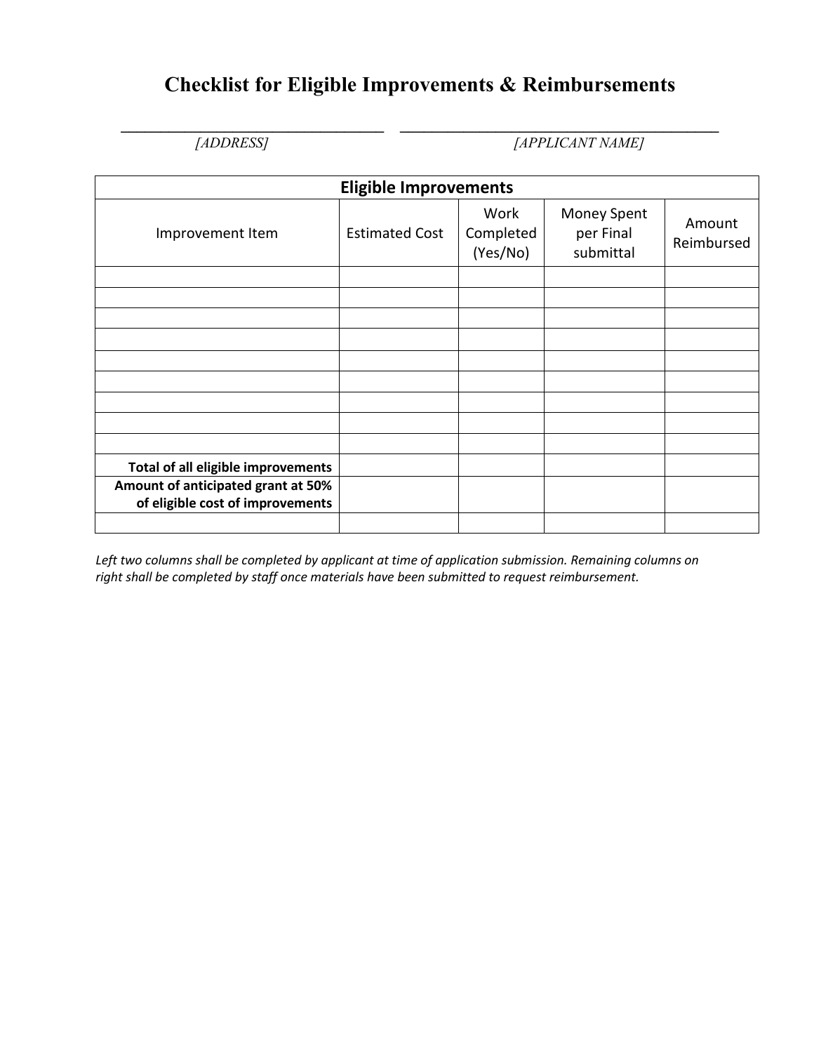# Checklist for Eligible Improvements & Reimbursements

_______________________________ _______________________________________

*[ADDRESS]* *[APPLICANT NAME]*

| Eligible Improvements | | | | |
|---|---|---|---|---|
| Improvement Item | Estimated Cost | Work Completed (Yes/No) | Money Spent per Final submittal | Amount Reimbursed |
| | | | | |
| | | | | |
| | | | | |
| | | | | |
| | | | | |
| | | | | |
| | | | | |
| | | | | |
| | | | | |
| **Total of all eligible improvements** | | | | |
| **Amount of anticipated grant at 50% of eligible cost of improvements** | | | | |
| | | | | |

*Left two columns shall be completed by applicant at time of application submission. Remaining columns on right shall be completed by staff once materials have been submitted to request reimbursement.*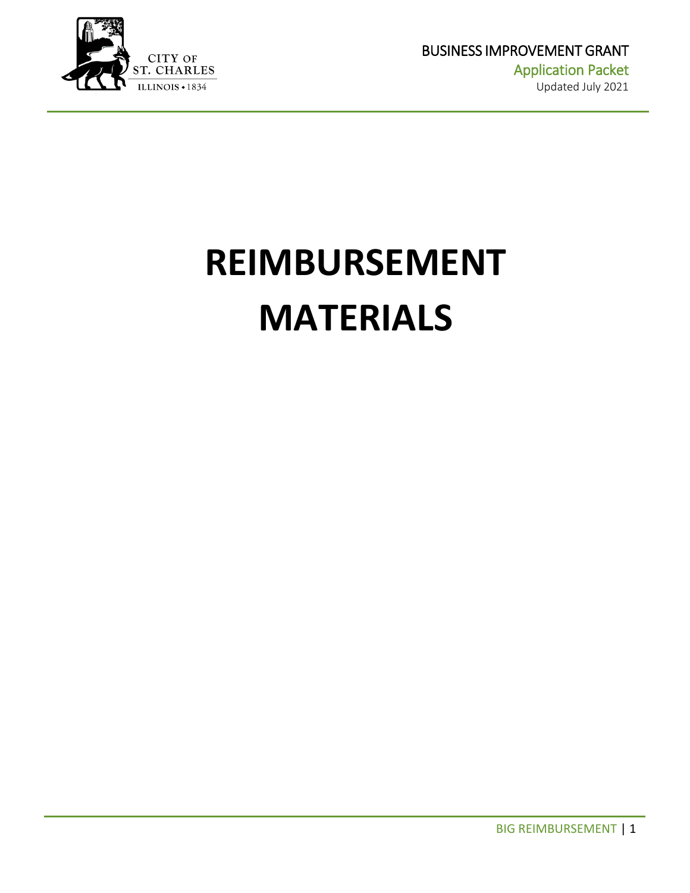# REIMBURSEMENT MATERIALS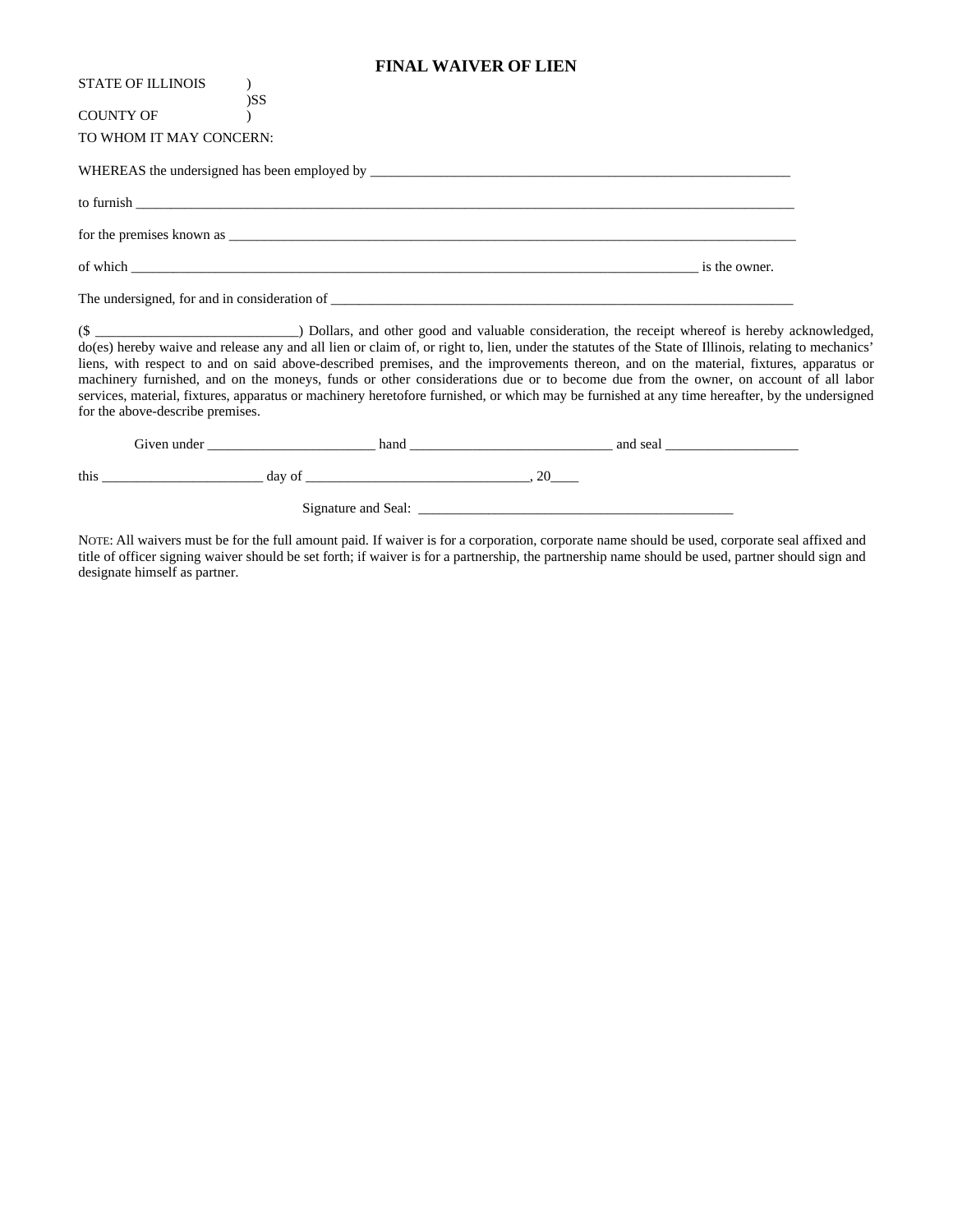# FINAL WAIVER OF LIEN

STATE OF ILLINOIS )
)SS
COUNTY OF )

TO WHOM IT MAY CONCERN:

WHEREAS the undersigned has been employed by _______________________________________________________________

to furnish ______________________________________________________________________________________________

for the premises known as ________________________________________________________________________________

of which _______________________________________________________________________________________ is the owner.

The undersigned, for and in consideration of ______________________________________________________________________

($ _____________________________) Dollars, and other good and valuable consideration, the receipt whereof is hereby acknowledged, do(es) hereby waive and release any and all lien or claim of, or right to, lien, under the statutes of the State of Illinois, relating to mechanics' liens, with respect to and on said above-described premises, and the improvements thereon, and on the material, fixtures, apparatus or machinery furnished, and on the moneys, funds or other considerations due or to become due from the owner, on account of all labor services, material, fixtures, apparatus or machinery heretofore furnished, or which may be furnished at any time hereafter, by the undersigned for the above-describe premises.

Given under ________________________ hand _____________________________ and seal ___________________

this _______________________ day of ________________________________, 20____

Signature and Seal: _____________________________________________

NOTE: All waivers must be for the full amount paid. If waiver is for a corporation, corporate name should be used, corporate seal affixed and title of officer signing waiver should be set forth; if waiver is for a partnership, the partnership name should be used, partner should sign and designate himself as partner.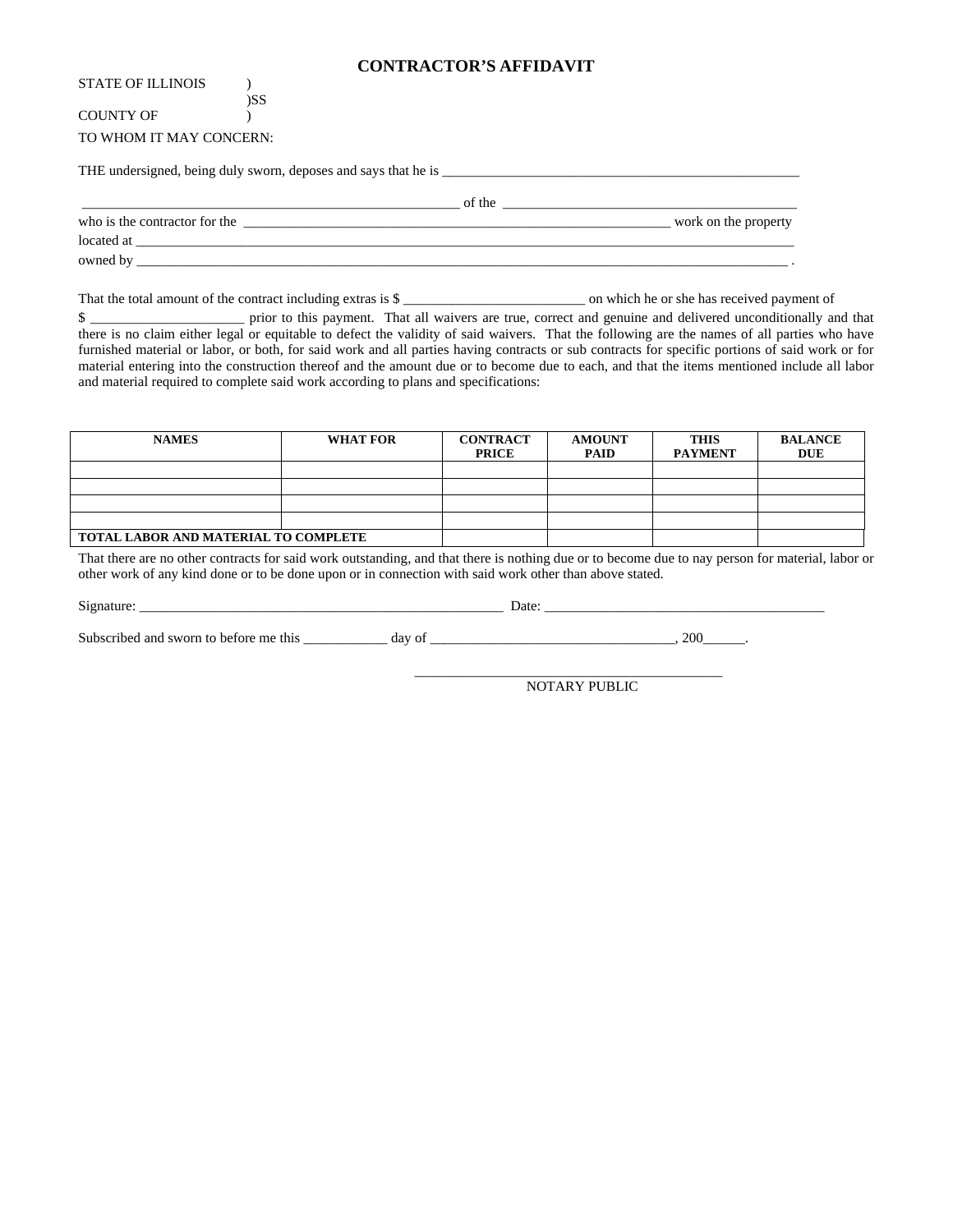# CONTRACTOR'S AFFIDAVIT

STATE OF ILLINOIS )
)SS
COUNTY OF )

TO WHOM IT MAY CONCERN:

THE undersigned, being duly sworn, deposes and says that he is ____________________________________________________

________________________________________________________ of the ___________________________________________
who is the contractor for the ______________________________________________________________ work on the property
located at ____________________________________________________________________________________________________
owned by ____________________________________________________________________________________________________ .

That the total amount of the contract including extras is $ __________________________ on which he or she has received payment of $ ______________________ prior to this payment. That all waivers are true, correct and genuine and delivered unconditionally and that there is no claim either legal or equitable to defect the validity of said waivers. That the following are the names of all parties who have furnished material or labor, or both, for said work and all parties having contracts or sub contracts for specific portions of said work or for material entering into the construction thereof and the amount due or to become due to each, and that the items mentioned include all labor and material required to complete said work according to plans and specifications:

| NAMES | WHAT FOR | CONTRACT PRICE | AMOUNT PAID | THIS PAYMENT | BALANCE DUE |
|---|---|---|---|---|---|
| | | | | | |
| | | | | | |
| | | | | | |
| | | | | | |
| **TOTAL LABOR AND MATERIAL TO COMPLETE** | | | | | |

That there are no other contracts for said work outstanding, and that there is nothing due or to become due to nay person for material, labor or other work of any kind done or to be done upon or in connection with said work other than above stated.

Signature: _____________________________________________________ Date: _________________________________________

Subscribed and sworn to before me this ____________ day of __________________________________, 200______.

_____________________________________________
NOTARY PUBLIC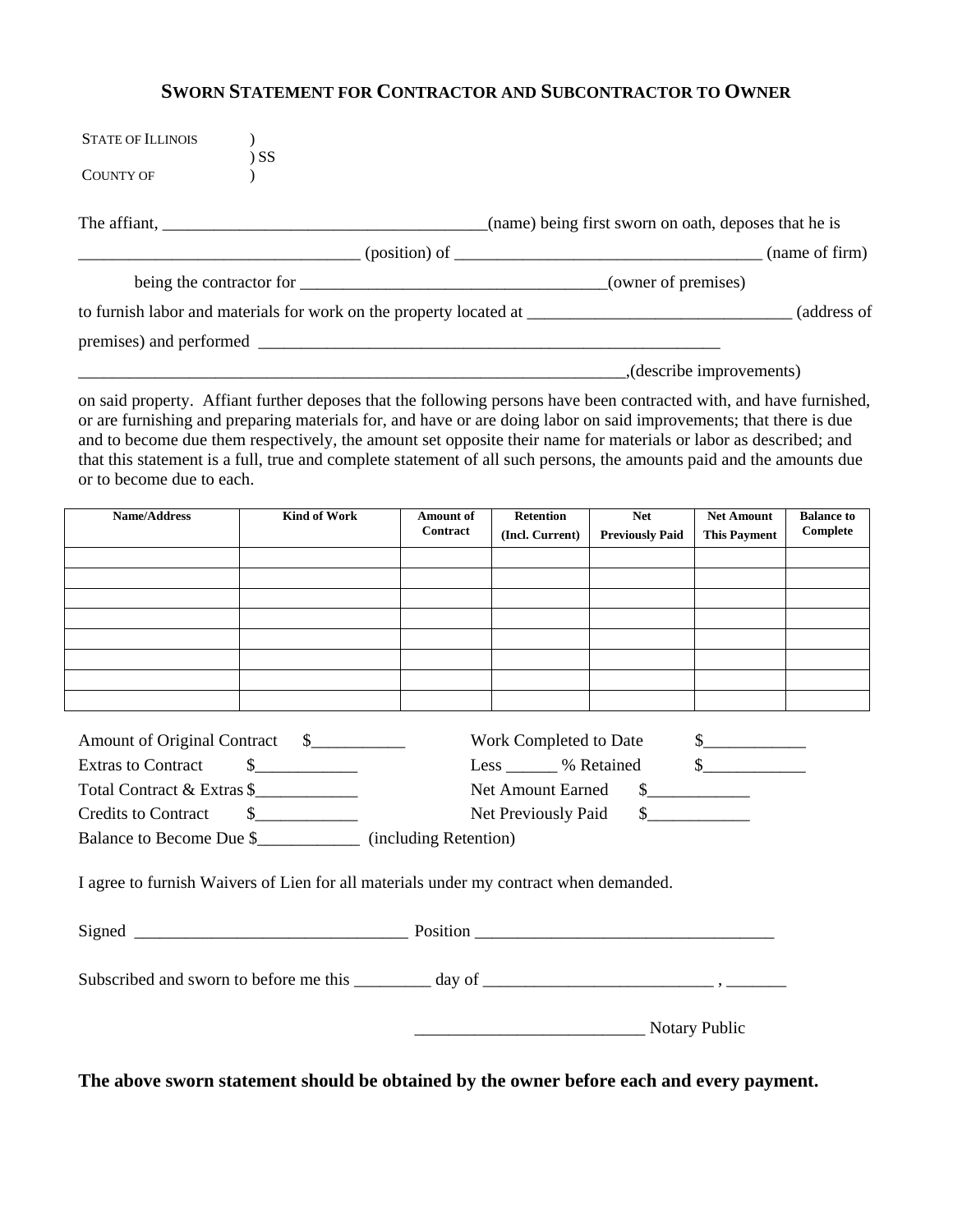# SWORN STATEMENT FOR CONTRACTOR AND SUBCONTRACTOR TO OWNER

STATE OF ILLINOIS )
) SS
COUNTY OF )

The affiant, ______________________________________(name) being first sworn on oath, deposes that he is

________________________________ (position) of ____________________________________ (name of firm)

being the contractor for ___________________________________(owner of premises)

to furnish labor and materials for work on the property located at ______________________________ (address of premises) and performed _______________________________________________________

_________________________________________________________________,(describe improvements)

on said property. Affiant further deposes that the following persons have been contracted with, and have furnished, or are furnishing and preparing materials for, and have or are doing labor on said improvements; that there is due and to become due them respectively, the amount set opposite their name for materials or labor as described; and that this statement is a full, true and complete statement of all such persons, the amounts paid and the amounts due or to become due to each.

| Name/Address | Kind of Work | Amount of Contract | Retention (Incl. Current) | Net Previously Paid | Net Amount This Payment | Balance to Complete |
|---|---|---|---|---|---|---|
| | | | | | | |
| | | | | | | |
| | | | | | | |
| | | | | | | |
| | | | | | | |
| | | | | | | |
| | | | | | | |
| | | | | | | |

Amount of Original Contract $___________ Work Completed to Date $____________
Extras to Contract $____________ Less ______ % Retained $____________
Total Contract & Extras $____________ Net Amount Earned $____________
Credits to Contract $____________ Net Previously Paid $____________
Balance to Become Due $____________ (including Retention)

I agree to furnish Waivers of Lien for all materials under my contract when demanded.

Signed ________________________________ Position ___________________________________

Subscribed and sworn to before me this _________ day of ___________________________ , _______

___________________________ Notary Public

**The above sworn statement should be obtained by the owner before each and every payment.**